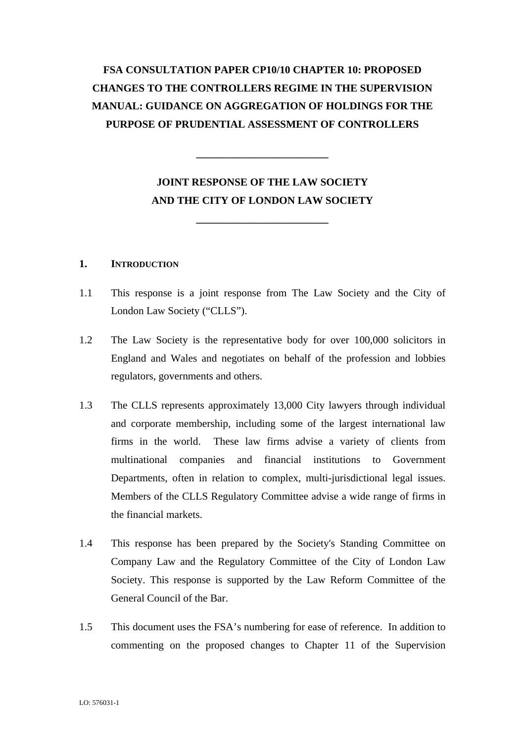# FSA CONSULTATION PAPER CP10/10 CHAPTER 10: PROPOSED CHANGES TO THE CONTROLLERS REGIME IN THE SUPERVISION MANUAL: GUIDANCE ON AGGREGATION OF HOLDINGS FOR THE PURPOSE OF PRUDENTIAL ASSESSMENT OF CONTROLLERS

---

## JOINT RESPONSE OF THE LAW SOCIETY AND THE CITY OF LONDON LAW SOCIETY

---

## 1. INTRODUCTION

1.1 This response is a joint response from The Law Society and the City of London Law Society ("CLLS").

1.2 The Law Society is the representative body for over 100,000 solicitors in England and Wales and negotiates on behalf of the profession and lobbies regulators, governments and others.

1.3 The CLLS represents approximately 13,000 City lawyers through individual and corporate membership, including some of the largest international law firms in the world. These law firms advise a variety of clients from multinational companies and financial institutions to Government Departments, often in relation to complex, multi-jurisdictional legal issues. Members of the CLLS Regulatory Committee advise a wide range of firms in the financial markets.

1.4 This response has been prepared by the Society's Standing Committee on Company Law and the Regulatory Committee of the City of London Law Society. This response is supported by the Law Reform Committee of the General Council of the Bar.

1.5 This document uses the FSA's numbering for ease of reference. In addition to commenting on the proposed changes to Chapter 11 of the Supervision

LO: 576031-1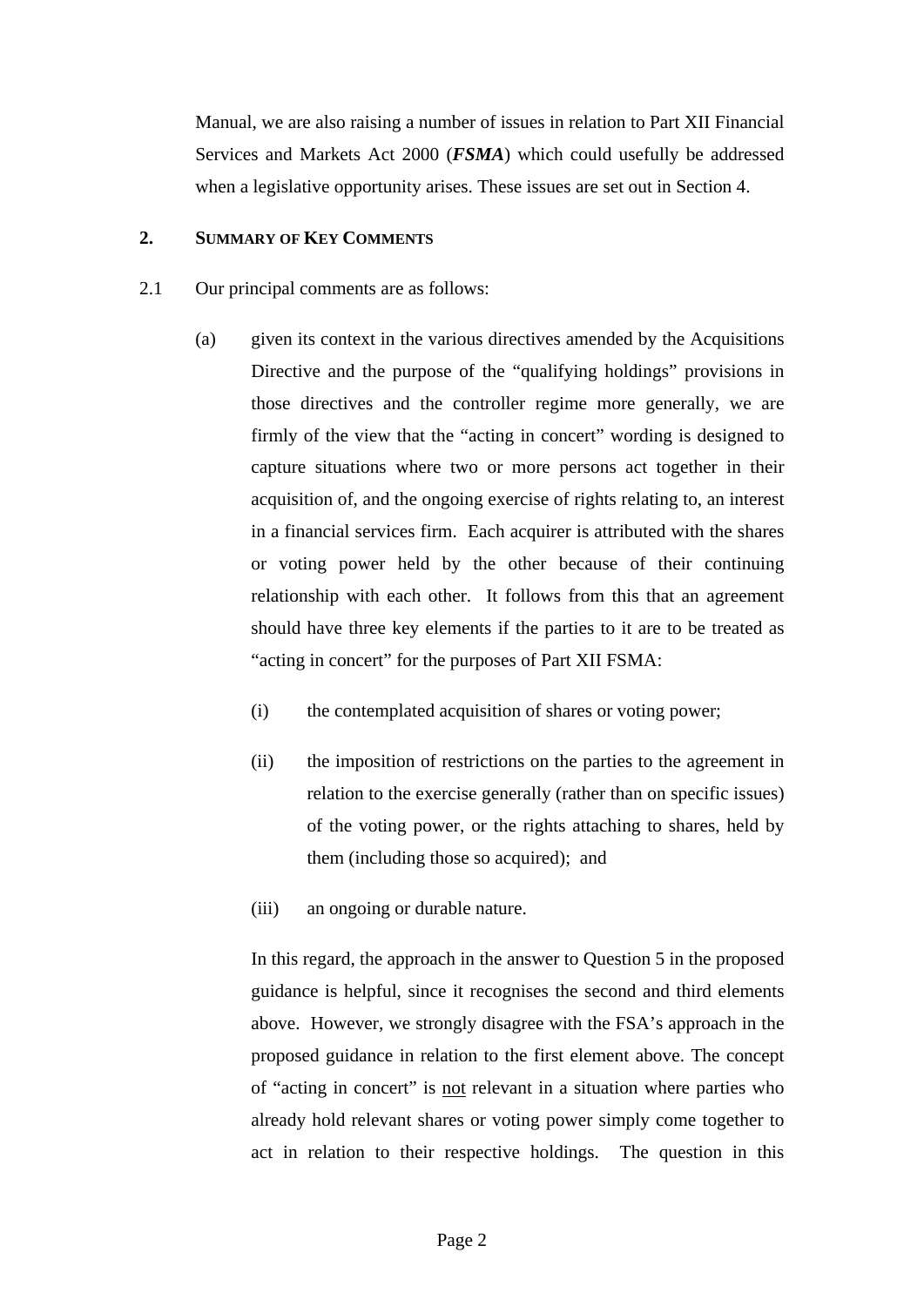Manual, we are also raising a number of issues in relation to Part XII Financial Services and Markets Act 2000 (***FSMA***) which could usefully be addressed when a legislative opportunity arises. These issues are set out in Section 4.

## 2. SUMMARY OF KEY COMMENTS

2.1 Our principal comments are as follows:

(a) given its context in the various directives amended by the Acquisitions Directive and the purpose of the "qualifying holdings" provisions in those directives and the controller regime more generally, we are firmly of the view that the "acting in concert" wording is designed to capture situations where two or more persons act together in their acquisition of, and the ongoing exercise of rights relating to, an interest in a financial services firm. Each acquirer is attributed with the shares or voting power held by the other because of their continuing relationship with each other. It follows from this that an agreement should have three key elements if the parties to it are to be treated as "acting in concert" for the purposes of Part XII FSMA:

(i) the contemplated acquisition of shares or voting power;

(ii) the imposition of restrictions on the parties to the agreement in relation to the exercise generally (rather than on specific issues) of the voting power, or the rights attaching to shares, held by them (including those so acquired); and

(iii) an ongoing or durable nature.

In this regard, the approach in the answer to Question 5 in the proposed guidance is helpful, since it recognises the second and third elements above. However, we strongly disagree with the FSA's approach in the proposed guidance in relation to the first element above. The concept of "acting in concert" is <u>not</u> relevant in a situation where parties who already hold relevant shares or voting power simply come together to act in relation to their respective holdings. The question in this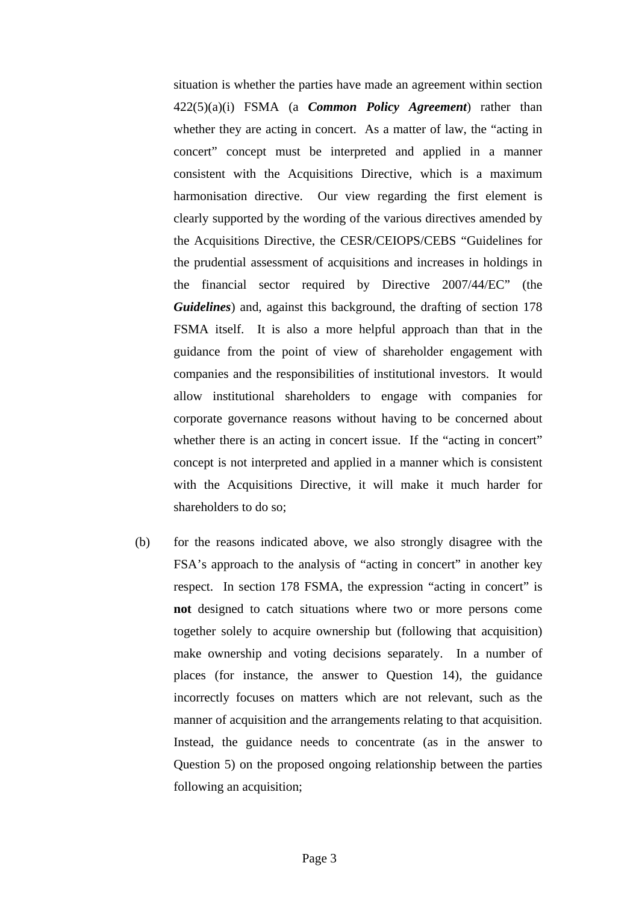situation is whether the parties have made an agreement within section 422(5)(a)(i) FSMA (a ***Common Policy Agreement***) rather than whether they are acting in concert. As a matter of law, the "acting in concert" concept must be interpreted and applied in a manner consistent with the Acquisitions Directive, which is a maximum harmonisation directive. Our view regarding the first element is clearly supported by the wording of the various directives amended by the Acquisitions Directive, the CESR/CEIOPS/CEBS "Guidelines for the prudential assessment of acquisitions and increases in holdings in the financial sector required by Directive 2007/44/EC" (the ***Guidelines***) and, against this background, the drafting of section 178 FSMA itself. It is also a more helpful approach than that in the guidance from the point of view of shareholder engagement with companies and the responsibilities of institutional investors. It would allow institutional shareholders to engage with companies for corporate governance reasons without having to be concerned about whether there is an acting in concert issue. If the "acting in concert" concept is not interpreted and applied in a manner which is consistent with the Acquisitions Directive, it will make it much harder for shareholders to do so;

(b) for the reasons indicated above, we also strongly disagree with the FSA's approach to the analysis of "acting in concert" in another key respect. In section 178 FSMA, the expression "acting in concert" is **not** designed to catch situations where two or more persons come together solely to acquire ownership but (following that acquisition) make ownership and voting decisions separately. In a number of places (for instance, the answer to Question 14), the guidance incorrectly focuses on matters which are not relevant, such as the manner of acquisition and the arrangements relating to that acquisition. Instead, the guidance needs to concentrate (as in the answer to Question 5) on the proposed ongoing relationship between the parties following an acquisition;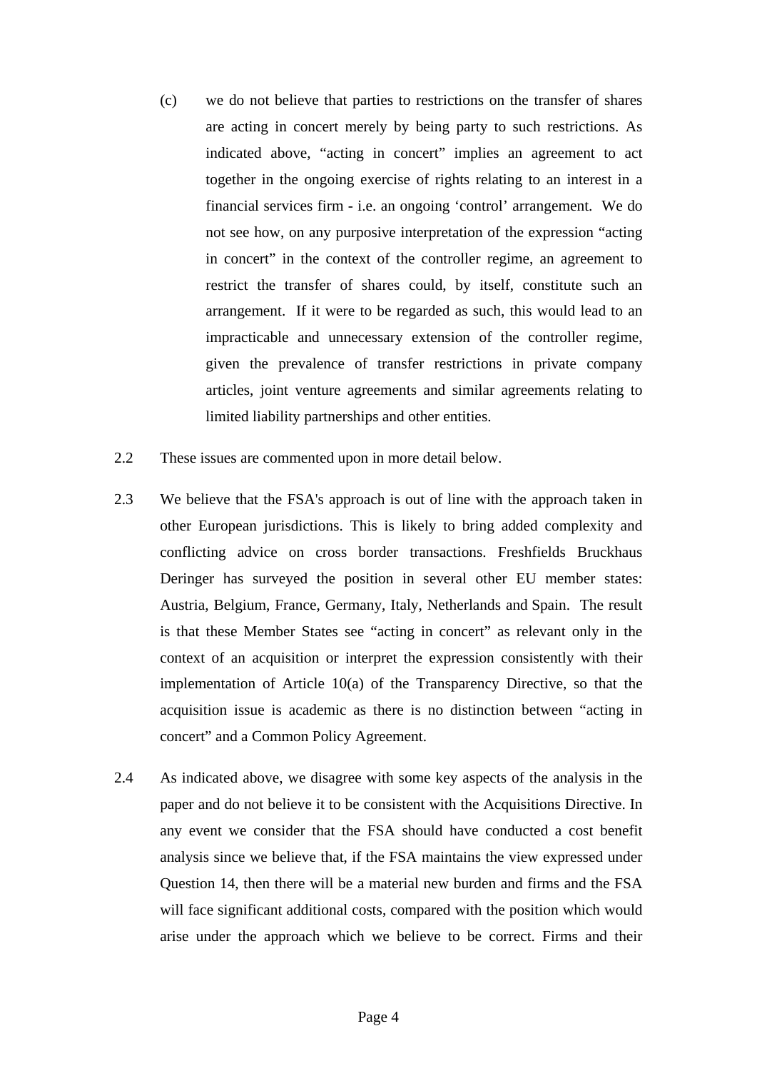(c) we do not believe that parties to restrictions on the transfer of shares are acting in concert merely by being party to such restrictions. As indicated above, "acting in concert" implies an agreement to act together in the ongoing exercise of rights relating to an interest in a financial services firm - i.e. an ongoing 'control' arrangement. We do not see how, on any purposive interpretation of the expression "acting in concert" in the context of the controller regime, an agreement to restrict the transfer of shares could, by itself, constitute such an arrangement. If it were to be regarded as such, this would lead to an impracticable and unnecessary extension of the controller regime, given the prevalence of transfer restrictions in private company articles, joint venture agreements and similar agreements relating to limited liability partnerships and other entities.

2.2 These issues are commented upon in more detail below.

2.3 We believe that the FSA's approach is out of line with the approach taken in other European jurisdictions. This is likely to bring added complexity and conflicting advice on cross border transactions. Freshfields Bruckhaus Deringer has surveyed the position in several other EU member states: Austria, Belgium, France, Germany, Italy, Netherlands and Spain. The result is that these Member States see "acting in concert" as relevant only in the context of an acquisition or interpret the expression consistently with their implementation of Article 10(a) of the Transparency Directive, so that the acquisition issue is academic as there is no distinction between "acting in concert" and a Common Policy Agreement.

2.4 As indicated above, we disagree with some key aspects of the analysis in the paper and do not believe it to be consistent with the Acquisitions Directive. In any event we consider that the FSA should have conducted a cost benefit analysis since we believe that, if the FSA maintains the view expressed under Question 14, then there will be a material new burden and firms and the FSA will face significant additional costs, compared with the position which would arise under the approach which we believe to be correct. Firms and their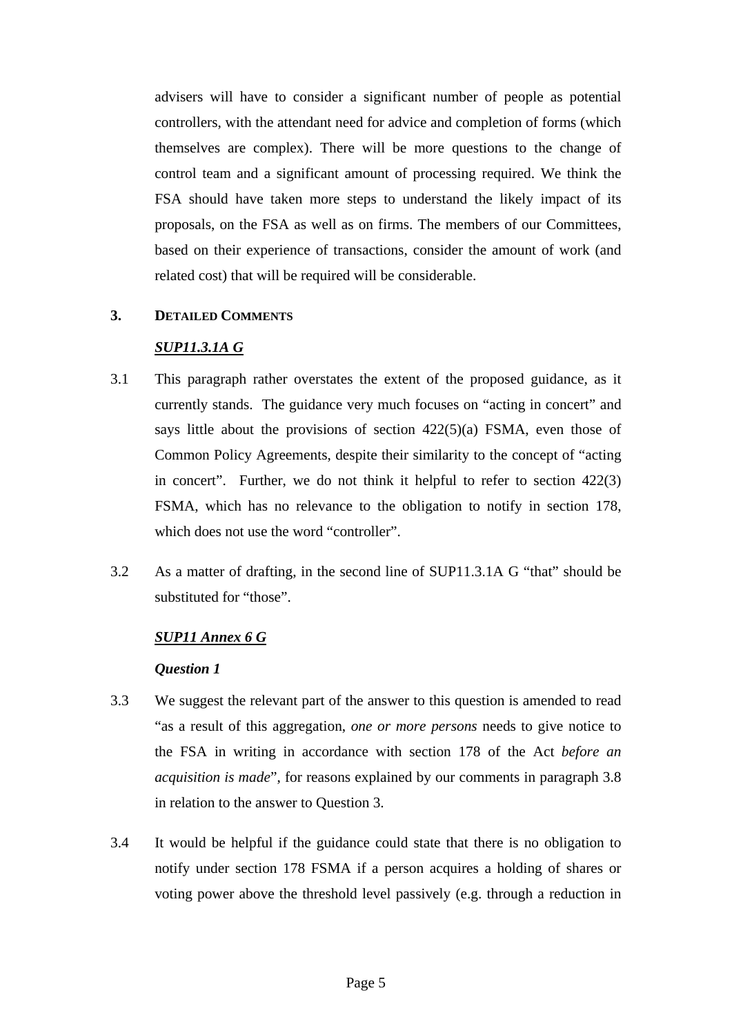advisers will have to consider a significant number of people as potential controllers, with the attendant need for advice and completion of forms (which themselves are complex). There will be more questions to the change of control team and a significant amount of processing required. We think the FSA should have taken more steps to understand the likely impact of its proposals, on the FSA as well as on firms. The members of our Committees, based on their experience of transactions, consider the amount of work (and related cost) that will be required will be considerable.

## 3. DETAILED COMMENTS

***<u>SUP11.3.1A G</u>***

3.1 This paragraph rather overstates the extent of the proposed guidance, as it currently stands. The guidance very much focuses on "acting in concert" and says little about the provisions of section 422(5)(a) FSMA, even those of Common Policy Agreements, despite their similarity to the concept of "acting in concert". Further, we do not think it helpful to refer to section 422(3) FSMA, which has no relevance to the obligation to notify in section 178, which does not use the word "controller".

3.2 As a matter of drafting, in the second line of SUP11.3.1A G "that" should be substituted for "those".

***<u>SUP11 Annex 6 G</u>***

***Question 1***

3.3 We suggest the relevant part of the answer to this question is amended to read "as a result of this aggregation, *one or more persons* needs to give notice to the FSA in writing in accordance with section 178 of the Act *before an acquisition is made*", for reasons explained by our comments in paragraph 3.8 in relation to the answer to Question 3.

3.4 It would be helpful if the guidance could state that there is no obligation to notify under section 178 FSMA if a person acquires a holding of shares or voting power above the threshold level passively (e.g. through a reduction in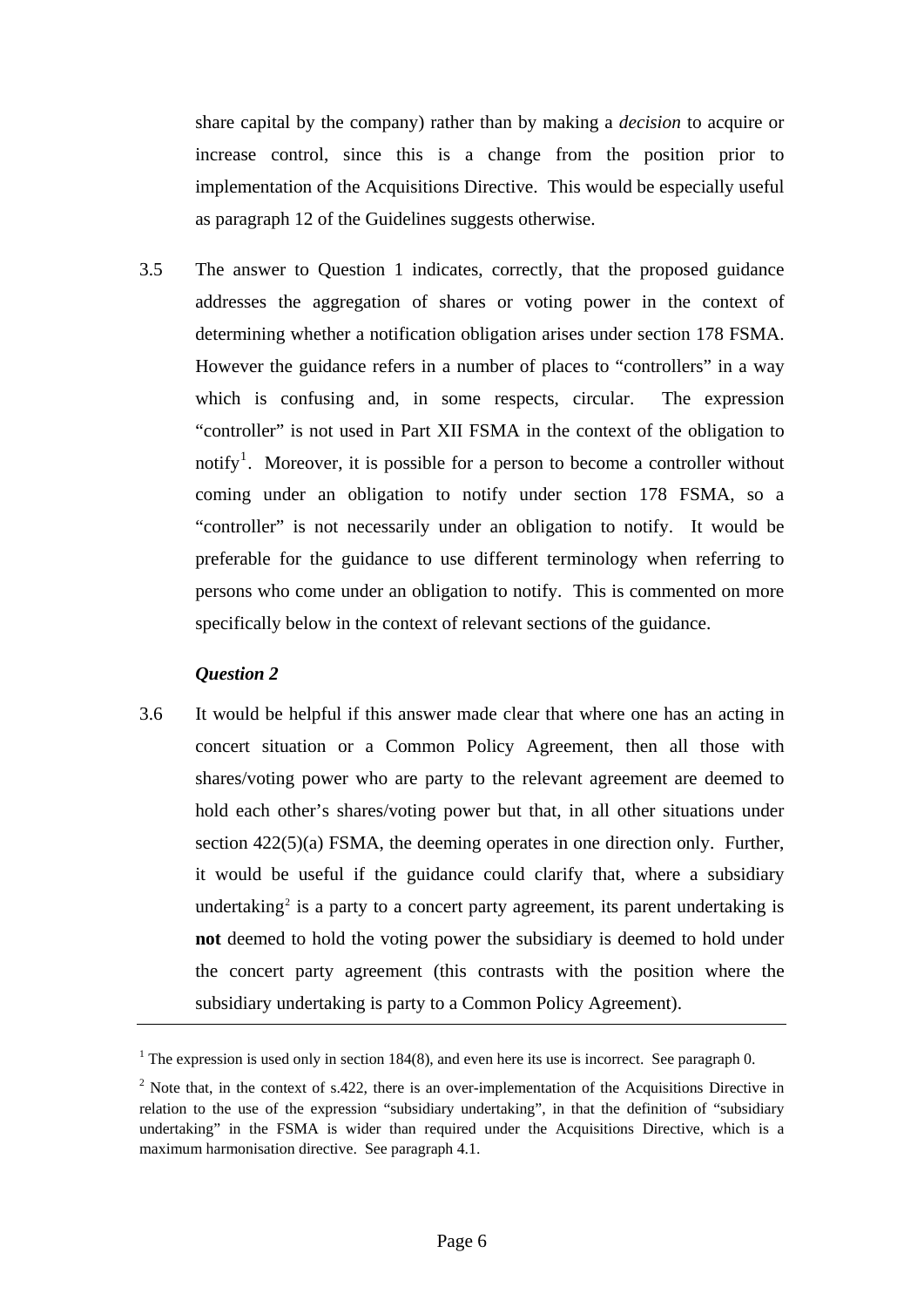share capital by the company) rather than by making a *decision* to acquire or increase control, since this is a change from the position prior to implementation of the Acquisitions Directive. This would be especially useful as paragraph 12 of the Guidelines suggests otherwise.

3.5 The answer to Question 1 indicates, correctly, that the proposed guidance addresses the aggregation of shares or voting power in the context of determining whether a notification obligation arises under section 178 FSMA. However the guidance refers in a number of places to "controllers" in a way which is confusing and, in some respects, circular. The expression "controller" is not used in Part XII FSMA in the context of the obligation to notify[1]. Moreover, it is possible for a person to become a controller without coming under an obligation to notify under section 178 FSMA, so a "controller" is not necessarily under an obligation to notify. It would be preferable for the guidance to use different terminology when referring to persons who come under an obligation to notify. This is commented on more specifically below in the context of relevant sections of the guidance.

***Question 2***

3.6 It would be helpful if this answer made clear that where one has an acting in concert situation or a Common Policy Agreement, then all those with shares/voting power who are party to the relevant agreement are deemed to hold each other's shares/voting power but that, in all other situations under section 422(5)(a) FSMA, the deeming operates in one direction only. Further, it would be useful if the guidance could clarify that, where a subsidiary undertaking[2] is a party to a concert party agreement, its parent undertaking is **not** deemed to hold the voting power the subsidiary is deemed to hold under the concert party agreement (this contrasts with the position where the subsidiary undertaking is party to a Common Policy Agreement).

---

[1] The expression is used only in section 184(8), and even here its use is incorrect. See paragraph 0.

[2] Note that, in the context of s.422, there is an over-implementation of the Acquisitions Directive in relation to the use of the expression "subsidiary undertaking", in that the definition of "subsidiary undertaking" in the FSMA is wider than required under the Acquisitions Directive, which is a maximum harmonisation directive. See paragraph 4.1.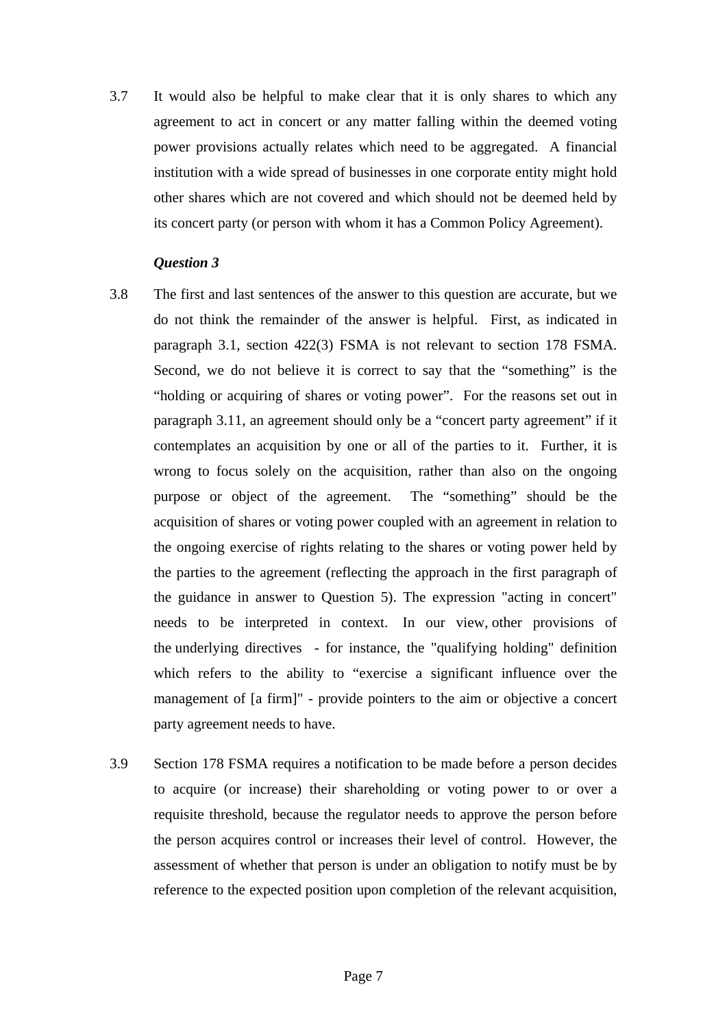3.7 It would also be helpful to make clear that it is only shares to which any agreement to act in concert or any matter falling within the deemed voting power provisions actually relates which need to be aggregated. A financial institution with a wide spread of businesses in one corporate entity might hold other shares which are not covered and which should not be deemed held by its concert party (or person with whom it has a Common Policy Agreement).

***Question 3***

3.8 The first and last sentences of the answer to this question are accurate, but we do not think the remainder of the answer is helpful. First, as indicated in paragraph 3.1, section 422(3) FSMA is not relevant to section 178 FSMA. Second, we do not believe it is correct to say that the "something" is the "holding or acquiring of shares or voting power". For the reasons set out in paragraph 3.11, an agreement should only be a "concert party agreement" if it contemplates an acquisition by one or all of the parties to it. Further, it is wrong to focus solely on the acquisition, rather than also on the ongoing purpose or object of the agreement. The "something" should be the acquisition of shares or voting power coupled with an agreement in relation to the ongoing exercise of rights relating to the shares or voting power held by the parties to the agreement (reflecting the approach in the first paragraph of the guidance in answer to Question 5). The expression "acting in concert" needs to be interpreted in context. In our view, other provisions of the underlying directives - for instance, the "qualifying holding" definition which refers to the ability to "exercise a significant influence over the management of [a firm]" - provide pointers to the aim or objective a concert party agreement needs to have.

3.9 Section 178 FSMA requires a notification to be made before a person decides to acquire (or increase) their shareholding or voting power to or over a requisite threshold, because the regulator needs to approve the person before the person acquires control or increases their level of control. However, the assessment of whether that person is under an obligation to notify must be by reference to the expected position upon completion of the relevant acquisition,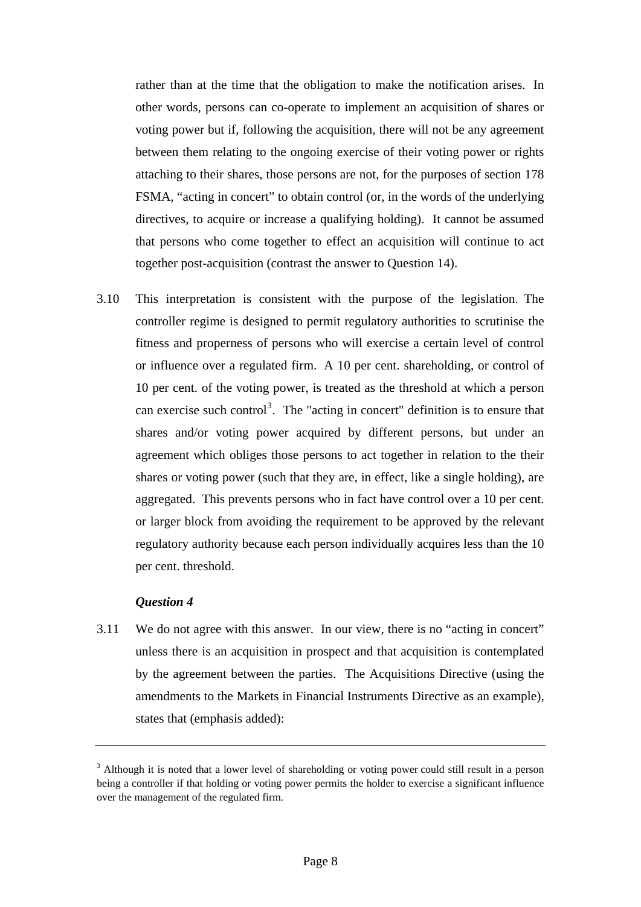rather than at the time that the obligation to make the notification arises. In other words, persons can co-operate to implement an acquisition of shares or voting power but if, following the acquisition, there will not be any agreement between them relating to the ongoing exercise of their voting power or rights attaching to their shares, those persons are not, for the purposes of section 178 FSMA, "acting in concert" to obtain control (or, in the words of the underlying directives, to acquire or increase a qualifying holding). It cannot be assumed that persons who come together to effect an acquisition will continue to act together post-acquisition (contrast the answer to Question 14).

3.10 This interpretation is consistent with the purpose of the legislation. The controller regime is designed to permit regulatory authorities to scrutinise the fitness and properness of persons who will exercise a certain level of control or influence over a regulated firm. A 10 per cent. shareholding, or control of 10 per cent. of the voting power, is treated as the threshold at which a person can exercise such control[3]. The "acting in concert" definition is to ensure that shares and/or voting power acquired by different persons, but under an agreement which obliges those persons to act together in relation to the their shares or voting power (such that they are, in effect, like a single holding), are aggregated. This prevents persons who in fact have control over a 10 per cent. or larger block from avoiding the requirement to be approved by the relevant regulatory authority because each person individually acquires less than the 10 per cent. threshold.

***Question 4***

3.11 We do not agree with this answer. In our view, there is no "acting in concert" unless there is an acquisition in prospect and that acquisition is contemplated by the agreement between the parties. The Acquisitions Directive (using the amendments to the Markets in Financial Instruments Directive as an example), states that (emphasis added):

---

[3] Although it is noted that a lower level of shareholding or voting power could still result in a person being a controller if that holding or voting power permits the holder to exercise a significant influence over the management of the regulated firm.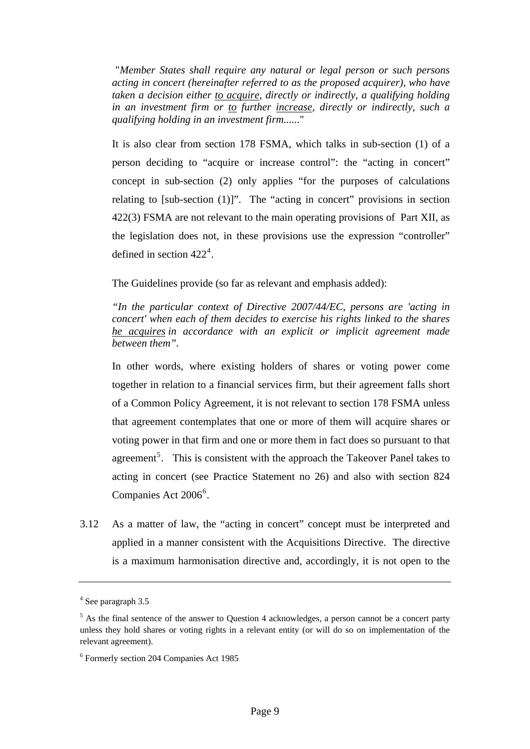"*Member States shall require any natural or legal person or such persons acting in concert (hereinafter referred to as the proposed acquirer), who have taken a decision either <u>to acquire</u>, directly or indirectly, a qualifying holding in an investment firm or <u>to</u> further <u>increase</u>, directly or indirectly, such a qualifying holding in an investment firm......*"

It is also clear from section 178 FSMA, which talks in sub-section (1) of a person deciding to "acquire or increase control": the "acting in concert" concept in sub-section (2) only applies "for the purposes of calculations relating to [sub-section (1)]". The "acting in concert" provisions in section 422(3) FSMA are not relevant to the main operating provisions of Part XII, as the legislation does not, in these provisions use the expression "controller" defined in section 422[4].

The Guidelines provide (so far as relevant and emphasis added):

*"In the particular context of Directive 2007/44/EC, persons are 'acting in concert' when each of them decides to exercise his rights linked to the shares <u>he acquires</u> in accordance with an explicit or implicit agreement made between them".*

In other words, where existing holders of shares or voting power come together in relation to a financial services firm, but their agreement falls short of a Common Policy Agreement, it is not relevant to section 178 FSMA unless that agreement contemplates that one or more of them will acquire shares or voting power in that firm and one or more them in fact does so pursuant to that agreement[5]. This is consistent with the approach the Takeover Panel takes to acting in concert (see Practice Statement no 26) and also with section 824 Companies Act 2006[6].

3.12 As a matter of law, the "acting in concert" concept must be interpreted and applied in a manner consistent with the Acquisitions Directive. The directive is a maximum harmonisation directive and, accordingly, it is not open to the

---

[4] See paragraph 3.5

[5] As the final sentence of the answer to Question 4 acknowledges, a person cannot be a concert party unless they hold shares or voting rights in a relevant entity (or will do so on implementation of the relevant agreement).

[6] Formerly section 204 Companies Act 1985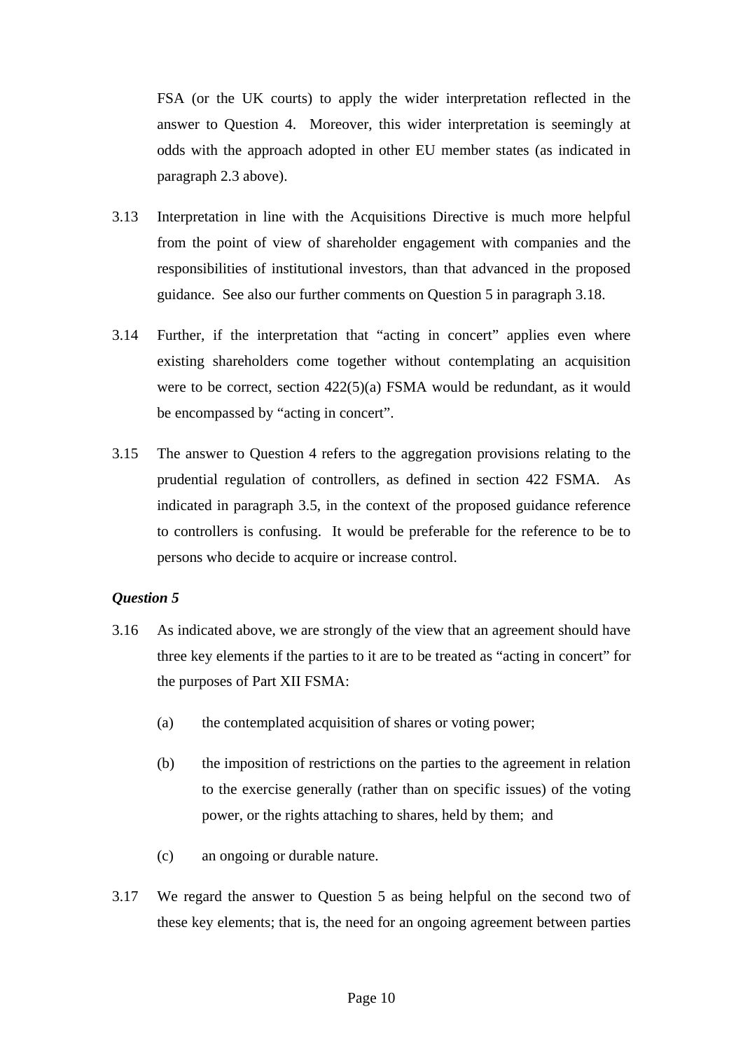FSA (or the UK courts) to apply the wider interpretation reflected in the answer to Question 4. Moreover, this wider interpretation is seemingly at odds with the approach adopted in other EU member states (as indicated in paragraph 2.3 above).

3.13 Interpretation in line with the Acquisitions Directive is much more helpful from the point of view of shareholder engagement with companies and the responsibilities of institutional investors, than that advanced in the proposed guidance. See also our further comments on Question 5 in paragraph 3.18.

3.14 Further, if the interpretation that "acting in concert" applies even where existing shareholders come together without contemplating an acquisition were to be correct, section 422(5)(a) FSMA would be redundant, as it would be encompassed by "acting in concert".

3.15 The answer to Question 4 refers to the aggregation provisions relating to the prudential regulation of controllers, as defined in section 422 FSMA. As indicated in paragraph 3.5, in the context of the proposed guidance reference to controllers is confusing. It would be preferable for the reference to be to persons who decide to acquire or increase control.

***Question 5***

3.16 As indicated above, we are strongly of the view that an agreement should have three key elements if the parties to it are to be treated as "acting in concert" for the purposes of Part XII FSMA:

(a) the contemplated acquisition of shares or voting power;

(b) the imposition of restrictions on the parties to the agreement in relation to the exercise generally (rather than on specific issues) of the voting power, or the rights attaching to shares, held by them; and

(c) an ongoing or durable nature.

3.17 We regard the answer to Question 5 as being helpful on the second two of these key elements; that is, the need for an ongoing agreement between parties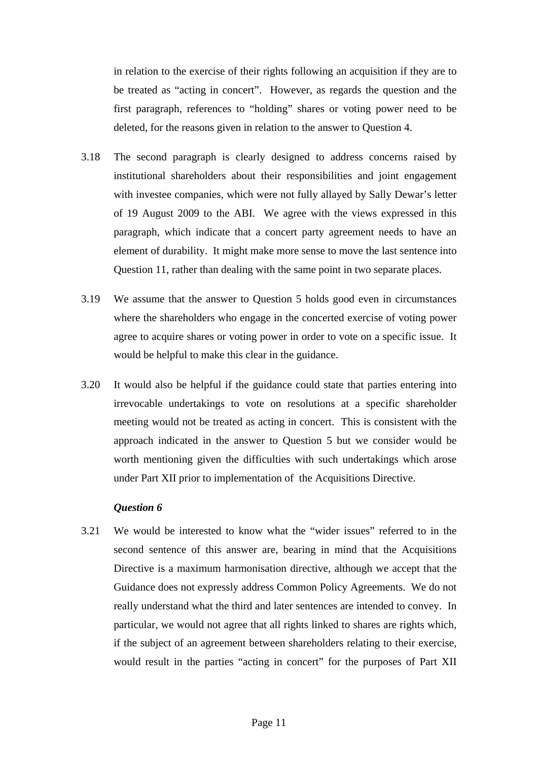in relation to the exercise of their rights following an acquisition if they are to be treated as "acting in concert". However, as regards the question and the first paragraph, references to "holding" shares or voting power need to be deleted, for the reasons given in relation to the answer to Question 4.

3.18 The second paragraph is clearly designed to address concerns raised by institutional shareholders about their responsibilities and joint engagement with investee companies, which were not fully allayed by Sally Dewar's letter of 19 August 2009 to the ABI. We agree with the views expressed in this paragraph, which indicate that a concert party agreement needs to have an element of durability. It might make more sense to move the last sentence into Question 11, rather than dealing with the same point in two separate places.

3.19 We assume that the answer to Question 5 holds good even in circumstances where the shareholders who engage in the concerted exercise of voting power agree to acquire shares or voting power in order to vote on a specific issue. It would be helpful to make this clear in the guidance.

3.20 It would also be helpful if the guidance could state that parties entering into irrevocable undertakings to vote on resolutions at a specific shareholder meeting would not be treated as acting in concert. This is consistent with the approach indicated in the answer to Question 5 but we consider would be worth mentioning given the difficulties with such undertakings which arose under Part XII prior to implementation of the Acquisitions Directive.

***Question 6***

3.21 We would be interested to know what the "wider issues" referred to in the second sentence of this answer are, bearing in mind that the Acquisitions Directive is a maximum harmonisation directive, although we accept that the Guidance does not expressly address Common Policy Agreements. We do not really understand what the third and later sentences are intended to convey. In particular, we would not agree that all rights linked to shares are rights which, if the subject of an agreement between shareholders relating to their exercise, would result in the parties "acting in concert" for the purposes of Part XII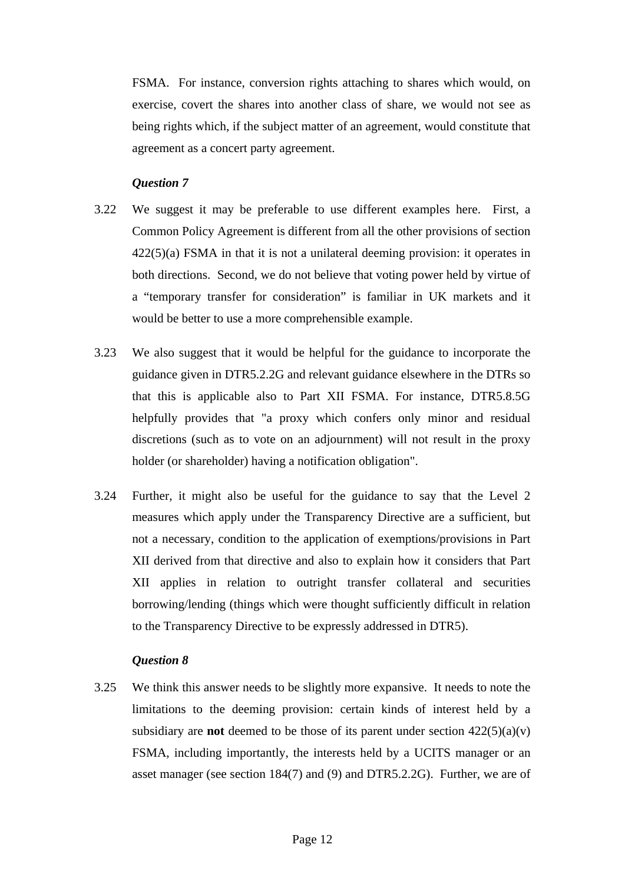FSMA. For instance, conversion rights attaching to shares which would, on exercise, covert the shares into another class of share, we would not see as being rights which, if the subject matter of an agreement, would constitute that agreement as a concert party agreement.

*Question 7*

3.22 We suggest it may be preferable to use different examples here. First, a Common Policy Agreement is different from all the other provisions of section 422(5)(a) FSMA in that it is not a unilateral deeming provision: it operates in both directions. Second, we do not believe that voting power held by virtue of a "temporary transfer for consideration" is familiar in UK markets and it would be better to use a more comprehensible example.

3.23 We also suggest that it would be helpful for the guidance to incorporate the guidance given in DTR5.2.2G and relevant guidance elsewhere in the DTRs so that this is applicable also to Part XII FSMA. For instance, DTR5.8.5G helpfully provides that "a proxy which confers only minor and residual discretions (such as to vote on an adjournment) will not result in the proxy holder (or shareholder) having a notification obligation".

3.24 Further, it might also be useful for the guidance to say that the Level 2 measures which apply under the Transparency Directive are a sufficient, but not a necessary, condition to the application of exemptions/provisions in Part XII derived from that directive and also to explain how it considers that Part XII applies in relation to outright transfer collateral and securities borrowing/lending (things which were thought sufficiently difficult in relation to the Transparency Directive to be expressly addressed in DTR5).

*Question 8*

3.25 We think this answer needs to be slightly more expansive. It needs to note the limitations to the deeming provision: certain kinds of interest held by a subsidiary are **not** deemed to be those of its parent under section 422(5)(a)(v) FSMA, including importantly, the interests held by a UCITS manager or an asset manager (see section 184(7) and (9) and DTR5.2.2G). Further, we are of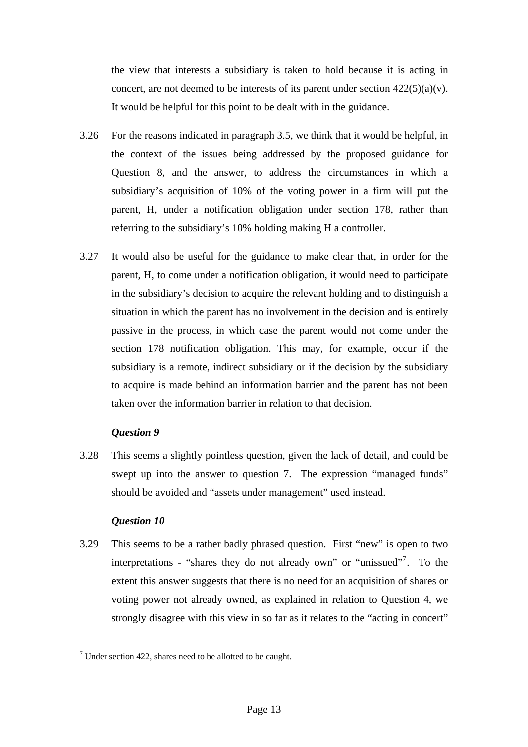the view that interests a subsidiary is taken to hold because it is acting in concert, are not deemed to be interests of its parent under section 422(5)(a)(v). It would be helpful for this point to be dealt with in the guidance.

3.26 For the reasons indicated in paragraph 3.5, we think that it would be helpful, in the context of the issues being addressed by the proposed guidance for Question 8, and the answer, to address the circumstances in which a subsidiary's acquisition of 10% of the voting power in a firm will put the parent, H, under a notification obligation under section 178, rather than referring to the subsidiary's 10% holding making H a controller.

3.27 It would also be useful for the guidance to make clear that, in order for the parent, H, to come under a notification obligation, it would need to participate in the subsidiary's decision to acquire the relevant holding and to distinguish a situation in which the parent has no involvement in the decision and is entirely passive in the process, in which case the parent would not come under the section 178 notification obligation. This may, for example, occur if the subsidiary is a remote, indirect subsidiary or if the decision by the subsidiary to acquire is made behind an information barrier and the parent has not been taken over the information barrier in relation to that decision.

*Question 9*

3.28 This seems a slightly pointless question, given the lack of detail, and could be swept up into the answer to question 7. The expression "managed funds" should be avoided and "assets under management" used instead.

*Question 10*

3.29 This seems to be a rather badly phrased question. First "new" is open to two interpretations - "shares they do not already own" or "unissued"[7]. To the extent this answer suggests that there is no need for an acquisition of shares or voting power not already owned, as explained in relation to Question 4, we strongly disagree with this view in so far as it relates to the "acting in concert"

---

[7] Under section 422, shares need to be allotted to be caught.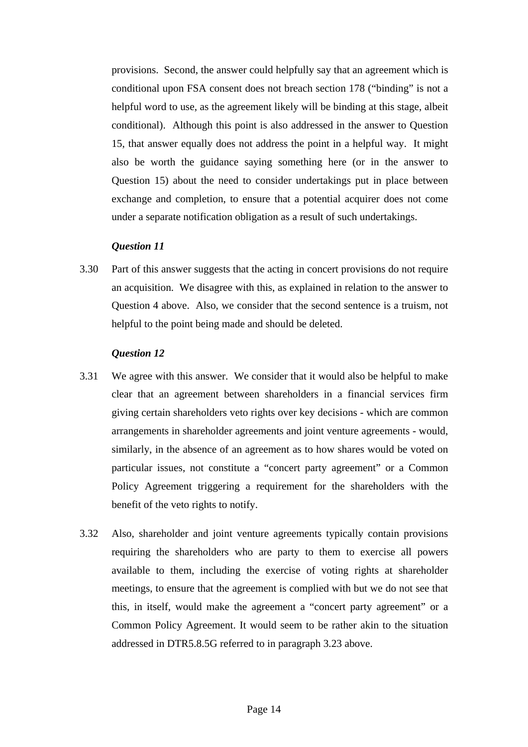provisions. Second, the answer could helpfully say that an agreement which is conditional upon FSA consent does not breach section 178 ("binding" is not a helpful word to use, as the agreement likely will be binding at this stage, albeit conditional). Although this point is also addressed in the answer to Question 15, that answer equally does not address the point in a helpful way. It might also be worth the guidance saying something here (or in the answer to Question 15) about the need to consider undertakings put in place between exchange and completion, to ensure that a potential acquirer does not come under a separate notification obligation as a result of such undertakings.

***Question 11***

3.30 Part of this answer suggests that the acting in concert provisions do not require an acquisition. We disagree with this, as explained in relation to the answer to Question 4 above. Also, we consider that the second sentence is a truism, not helpful to the point being made and should be deleted.

***Question 12***

3.31 We agree with this answer. We consider that it would also be helpful to make clear that an agreement between shareholders in a financial services firm giving certain shareholders veto rights over key decisions - which are common arrangements in shareholder agreements and joint venture agreements - would, similarly, in the absence of an agreement as to how shares would be voted on particular issues, not constitute a "concert party agreement" or a Common Policy Agreement triggering a requirement for the shareholders with the benefit of the veto rights to notify.

3.32 Also, shareholder and joint venture agreements typically contain provisions requiring the shareholders who are party to them to exercise all powers available to them, including the exercise of voting rights at shareholder meetings, to ensure that the agreement is complied with but we do not see that this, in itself, would make the agreement a "concert party agreement" or a Common Policy Agreement. It would seem to be rather akin to the situation addressed in DTR5.8.5G referred to in paragraph 3.23 above.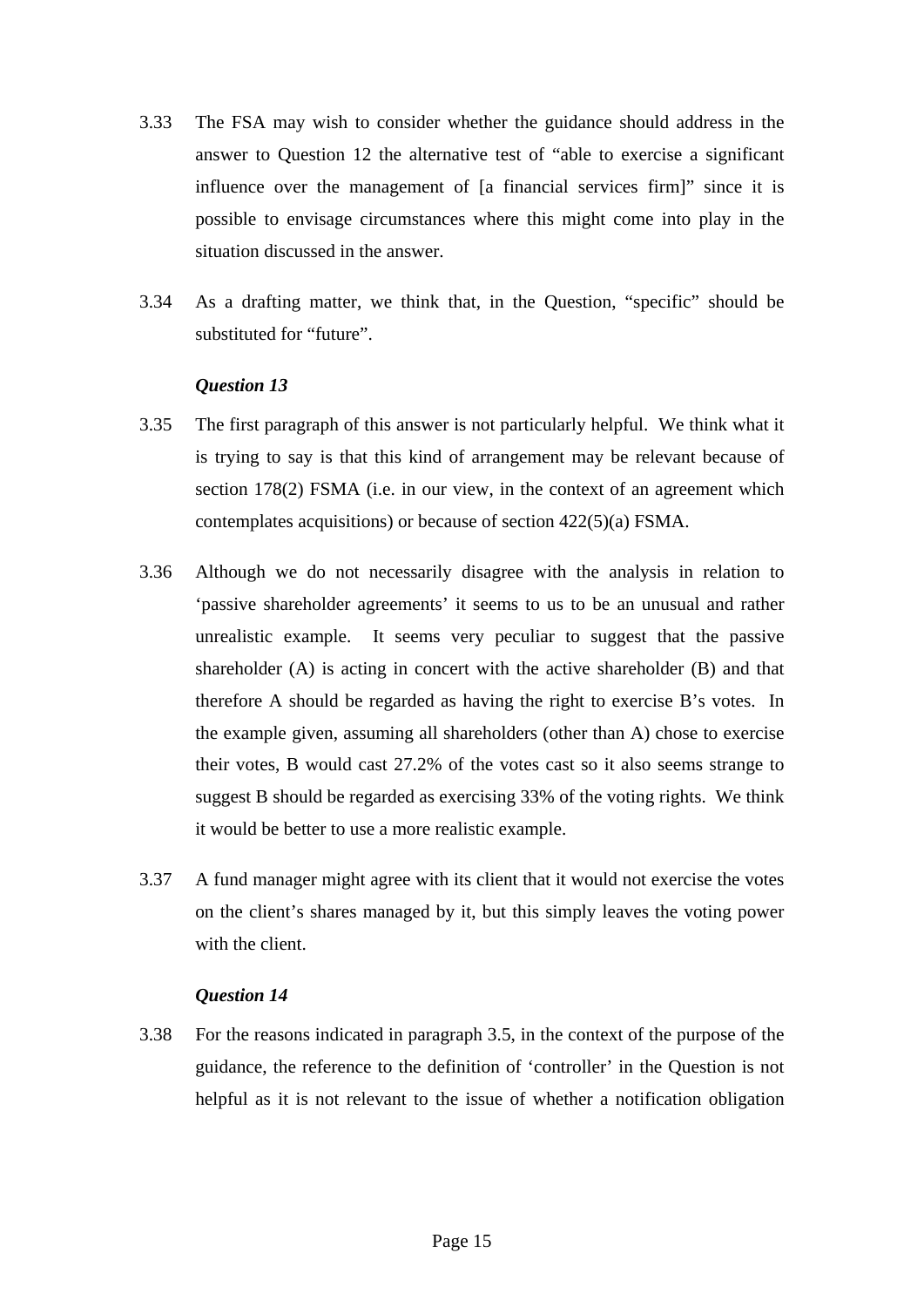3.33 The FSA may wish to consider whether the guidance should address in the answer to Question 12 the alternative test of "able to exercise a significant influence over the management of [a financial services firm]" since it is possible to envisage circumstances where this might come into play in the situation discussed in the answer.

3.34 As a drafting matter, we think that, in the Question, "specific" should be substituted for "future".

***Question 13***

3.35 The first paragraph of this answer is not particularly helpful. We think what it is trying to say is that this kind of arrangement may be relevant because of section 178(2) FSMA (i.e. in our view, in the context of an agreement which contemplates acquisitions) or because of section 422(5)(a) FSMA.

3.36 Although we do not necessarily disagree with the analysis in relation to 'passive shareholder agreements' it seems to us to be an unusual and rather unrealistic example. It seems very peculiar to suggest that the passive shareholder (A) is acting in concert with the active shareholder (B) and that therefore A should be regarded as having the right to exercise B's votes. In the example given, assuming all shareholders (other than A) chose to exercise their votes, B would cast 27.2% of the votes cast so it also seems strange to suggest B should be regarded as exercising 33% of the voting rights. We think it would be better to use a more realistic example.

3.37 A fund manager might agree with its client that it would not exercise the votes on the client's shares managed by it, but this simply leaves the voting power with the client.

***Question 14***

3.38 For the reasons indicated in paragraph 3.5, in the context of the purpose of the guidance, the reference to the definition of 'controller' in the Question is not helpful as it is not relevant to the issue of whether a notification obligation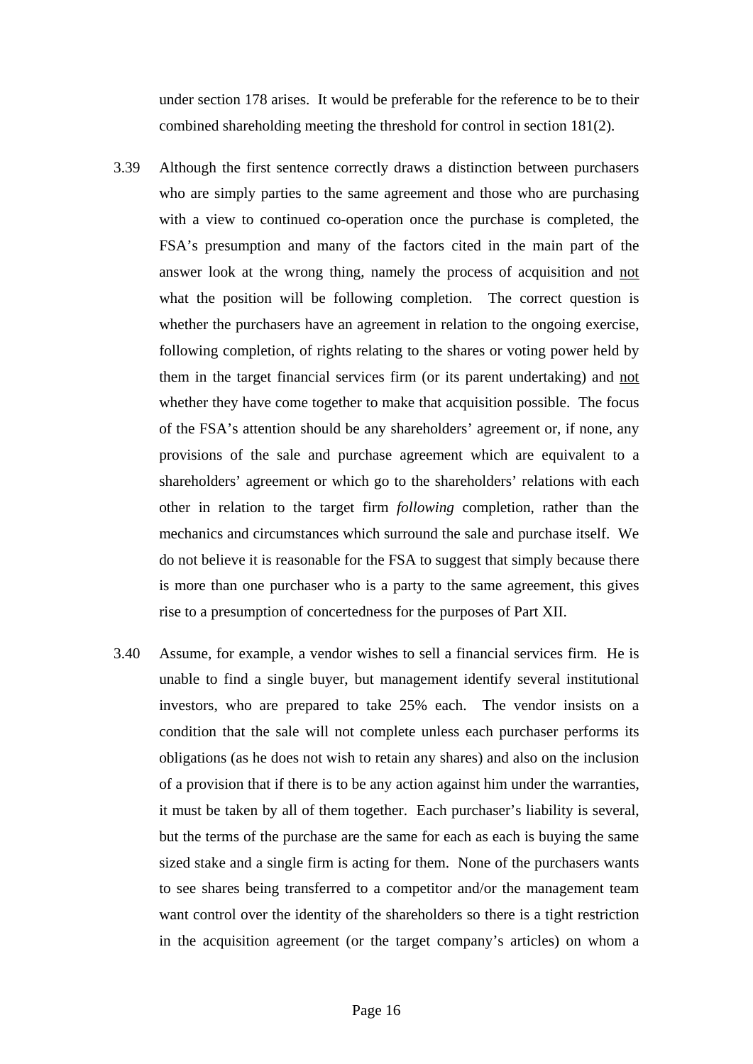under section 178 arises. It would be preferable for the reference to be to their combined shareholding meeting the threshold for control in section 181(2).

3.39 Although the first sentence correctly draws a distinction between purchasers who are simply parties to the same agreement and those who are purchasing with a view to continued co-operation once the purchase is completed, the FSA's presumption and many of the factors cited in the main part of the answer look at the wrong thing, namely the process of acquisition and <u>not</u> what the position will be following completion. The correct question is whether the purchasers have an agreement in relation to the ongoing exercise, following completion, of rights relating to the shares or voting power held by them in the target financial services firm (or its parent undertaking) and <u>not</u> whether they have come together to make that acquisition possible. The focus of the FSA's attention should be any shareholders' agreement or, if none, any provisions of the sale and purchase agreement which are equivalent to a shareholders' agreement or which go to the shareholders' relations with each other in relation to the target firm *following* completion, rather than the mechanics and circumstances which surround the sale and purchase itself. We do not believe it is reasonable for the FSA to suggest that simply because there is more than one purchaser who is a party to the same agreement, this gives rise to a presumption of concertedness for the purposes of Part XII.

3.40 Assume, for example, a vendor wishes to sell a financial services firm. He is unable to find a single buyer, but management identify several institutional investors, who are prepared to take 25% each. The vendor insists on a condition that the sale will not complete unless each purchaser performs its obligations (as he does not wish to retain any shares) and also on the inclusion of a provision that if there is to be any action against him under the warranties, it must be taken by all of them together. Each purchaser's liability is several, but the terms of the purchase are the same for each as each is buying the same sized stake and a single firm is acting for them. None of the purchasers wants to see shares being transferred to a competitor and/or the management team want control over the identity of the shareholders so there is a tight restriction in the acquisition agreement (or the target company's articles) on whom a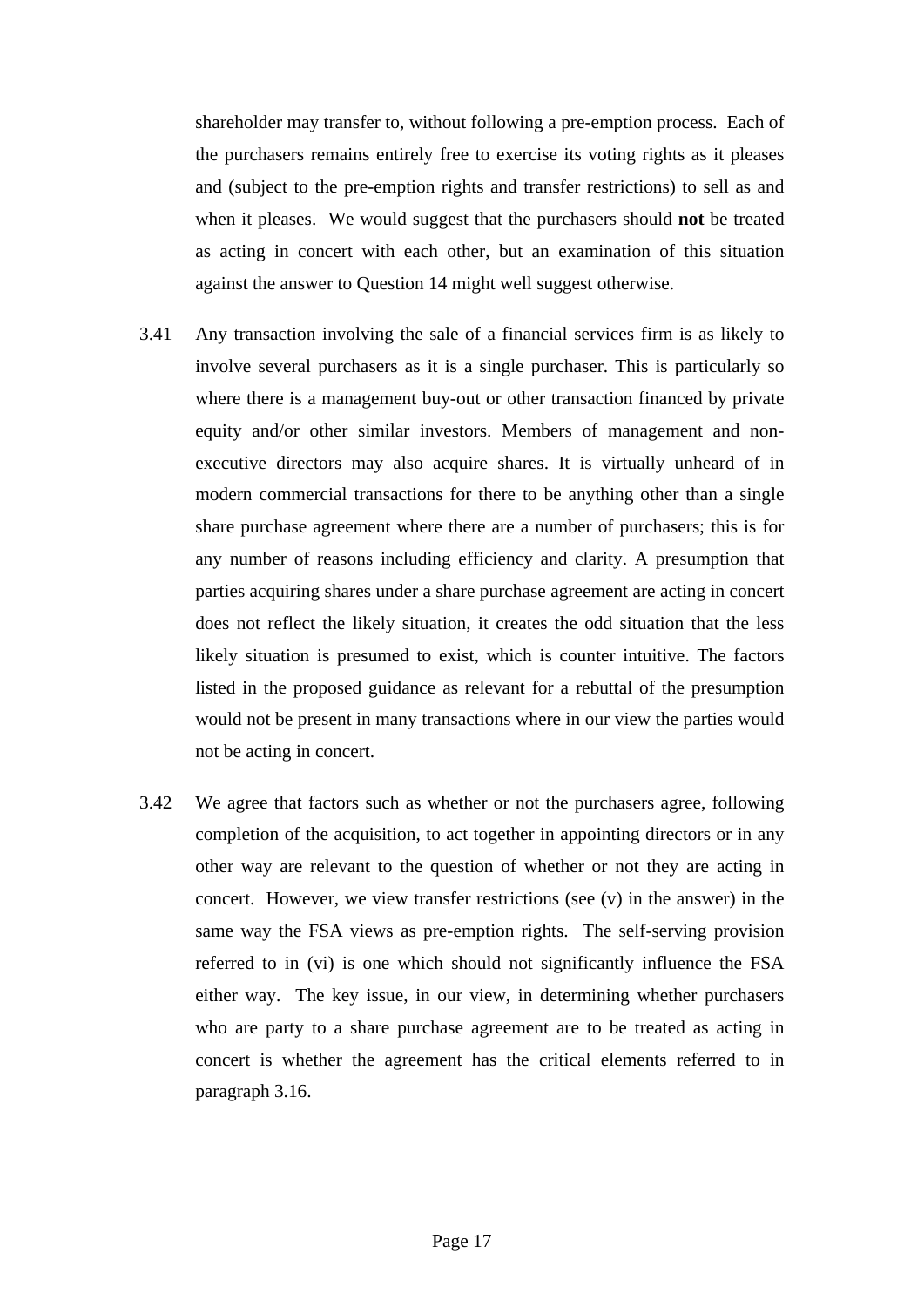shareholder may transfer to, without following a pre-emption process. Each of the purchasers remains entirely free to exercise its voting rights as it pleases and (subject to the pre-emption rights and transfer restrictions) to sell as and when it pleases. We would suggest that the purchasers should **not** be treated as acting in concert with each other, but an examination of this situation against the answer to Question 14 might well suggest otherwise.

3.41 Any transaction involving the sale of a financial services firm is as likely to involve several purchasers as it is a single purchaser. This is particularly so where there is a management buy-out or other transaction financed by private equity and/or other similar investors. Members of management and non-executive directors may also acquire shares. It is virtually unheard of in modern commercial transactions for there to be anything other than a single share purchase agreement where there are a number of purchasers; this is for any number of reasons including efficiency and clarity. A presumption that parties acquiring shares under a share purchase agreement are acting in concert does not reflect the likely situation, it creates the odd situation that the less likely situation is presumed to exist, which is counter intuitive. The factors listed in the proposed guidance as relevant for a rebuttal of the presumption would not be present in many transactions where in our view the parties would not be acting in concert.

3.42 We agree that factors such as whether or not the purchasers agree, following completion of the acquisition, to act together in appointing directors or in any other way are relevant to the question of whether or not they are acting in concert. However, we view transfer restrictions (see (v) in the answer) in the same way the FSA views as pre-emption rights. The self-serving provision referred to in (vi) is one which should not significantly influence the FSA either way. The key issue, in our view, in determining whether purchasers who are party to a share purchase agreement are to be treated as acting in concert is whether the agreement has the critical elements referred to in paragraph 3.16.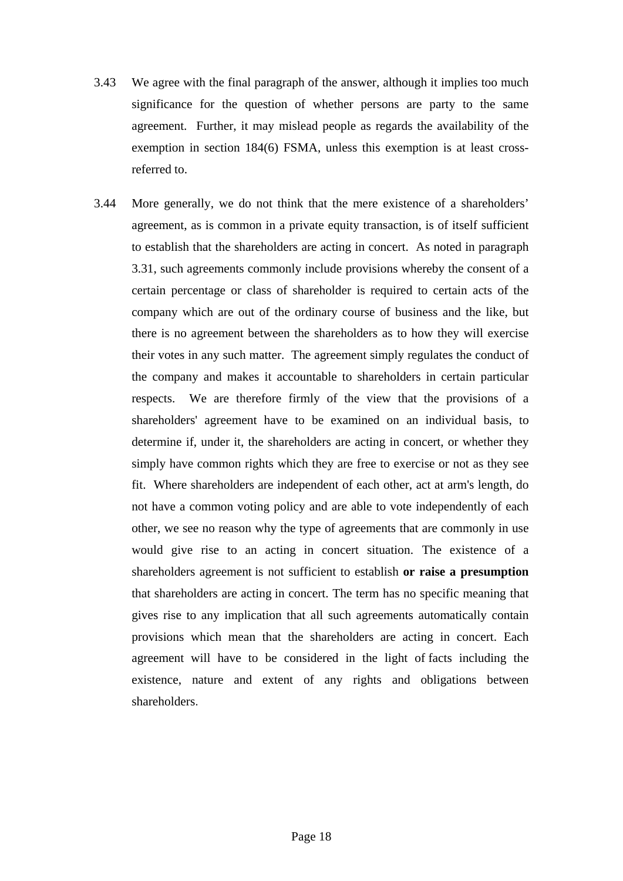3.43 We agree with the final paragraph of the answer, although it implies too much significance for the question of whether persons are party to the same agreement. Further, it may mislead people as regards the availability of the exemption in section 184(6) FSMA, unless this exemption is at least cross-referred to.

3.44 More generally, we do not think that the mere existence of a shareholders' agreement, as is common in a private equity transaction, is of itself sufficient to establish that the shareholders are acting in concert. As noted in paragraph 3.31, such agreements commonly include provisions whereby the consent of a certain percentage or class of shareholder is required to certain acts of the company which are out of the ordinary course of business and the like, but there is no agreement between the shareholders as to how they will exercise their votes in any such matter. The agreement simply regulates the conduct of the company and makes it accountable to shareholders in certain particular respects. We are therefore firmly of the view that the provisions of a shareholders' agreement have to be examined on an individual basis, to determine if, under it, the shareholders are acting in concert, or whether they simply have common rights which they are free to exercise or not as they see fit. Where shareholders are independent of each other, act at arm's length, do not have a common voting policy and are able to vote independently of each other, we see no reason why the type of agreements that are commonly in use would give rise to an acting in concert situation. The existence of a shareholders agreement is not sufficient to establish **or raise a presumption** that shareholders are acting in concert. The term has no specific meaning that gives rise to any implication that all such agreements automatically contain provisions which mean that the shareholders are acting in concert. Each agreement will have to be considered in the light of facts including the existence, nature and extent of any rights and obligations between shareholders.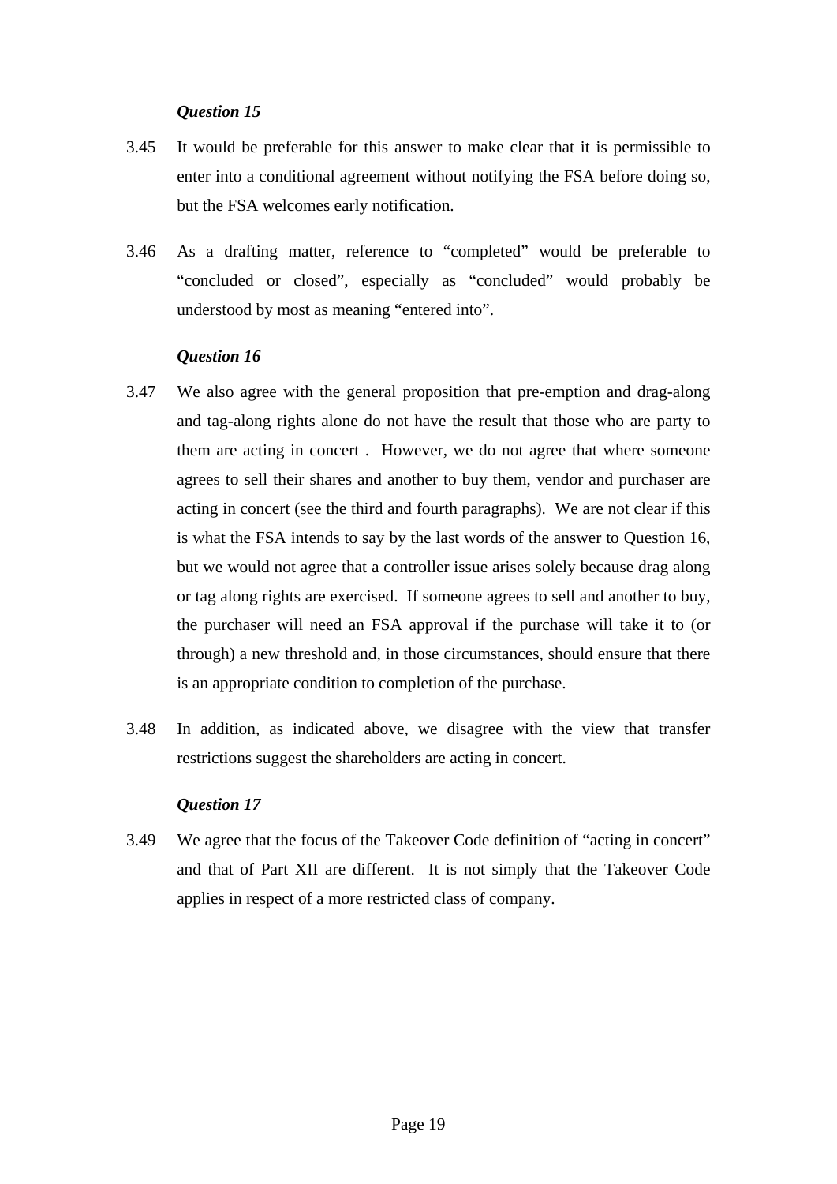*Question 15*

3.45 It would be preferable for this answer to make clear that it is permissible to enter into a conditional agreement without notifying the FSA before doing so, but the FSA welcomes early notification.

3.46 As a drafting matter, reference to "completed" would be preferable to "concluded or closed", especially as "concluded" would probably be understood by most as meaning "entered into".

*Question 16*

3.47 We also agree with the general proposition that pre-emption and drag-along and tag-along rights alone do not have the result that those who are party to them are acting in concert . However, we do not agree that where someone agrees to sell their shares and another to buy them, vendor and purchaser are acting in concert (see the third and fourth paragraphs). We are not clear if this is what the FSA intends to say by the last words of the answer to Question 16, but we would not agree that a controller issue arises solely because drag along or tag along rights are exercised. If someone agrees to sell and another to buy, the purchaser will need an FSA approval if the purchase will take it to (or through) a new threshold and, in those circumstances, should ensure that there is an appropriate condition to completion of the purchase.

3.48 In addition, as indicated above, we disagree with the view that transfer restrictions suggest the shareholders are acting in concert.

*Question 17*

3.49 We agree that the focus of the Takeover Code definition of "acting in concert" and that of Part XII are different. It is not simply that the Takeover Code applies in respect of a more restricted class of company.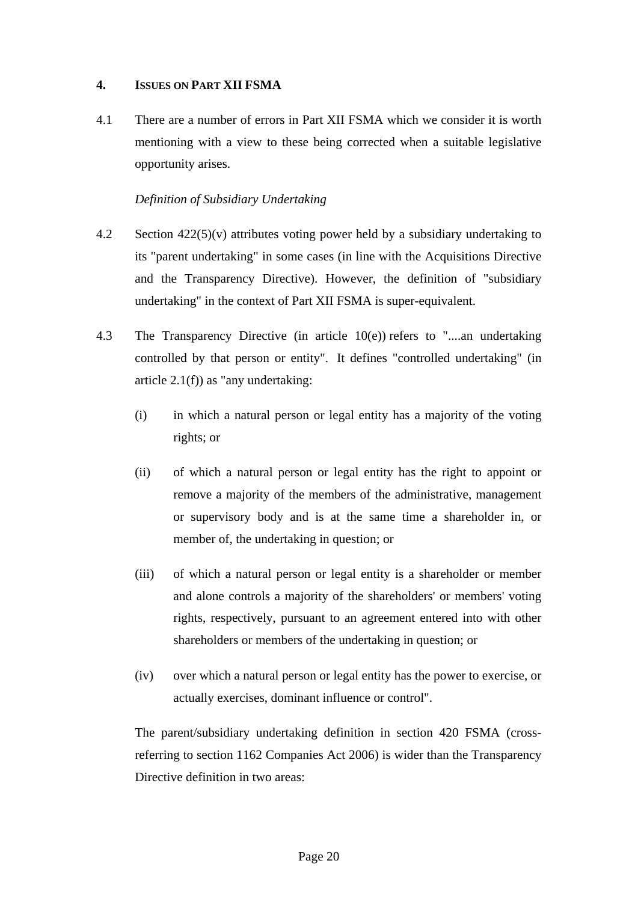## 4. ISSUES ON PART XII FSMA

4.1 There are a number of errors in Part XII FSMA which we consider it is worth mentioning with a view to these being corrected when a suitable legislative opportunity arises.

*Definition of Subsidiary Undertaking*

4.2 Section 422(5)(v) attributes voting power held by a subsidiary undertaking to its "parent undertaking" in some cases (in line with the Acquisitions Directive and the Transparency Directive). However, the definition of "subsidiary undertaking" in the context of Part XII FSMA is super-equivalent.

4.3 The Transparency Directive (in article 10(e)) refers to "....an undertaking controlled by that person or entity". It defines "controlled undertaking" (in article 2.1(f)) as "any undertaking:

(i) in which a natural person or legal entity has a majority of the voting rights; or

(ii) of which a natural person or legal entity has the right to appoint or remove a majority of the members of the administrative, management or supervisory body and is at the same time a shareholder in, or member of, the undertaking in question; or

(iii) of which a natural person or legal entity is a shareholder or member and alone controls a majority of the shareholders' or members' voting rights, respectively, pursuant to an agreement entered into with other shareholders or members of the undertaking in question; or

(iv) over which a natural person or legal entity has the power to exercise, or actually exercises, dominant influence or control".

The parent/subsidiary undertaking definition in section 420 FSMA (cross-referring to section 1162 Companies Act 2006) is wider than the Transparency Directive definition in two areas: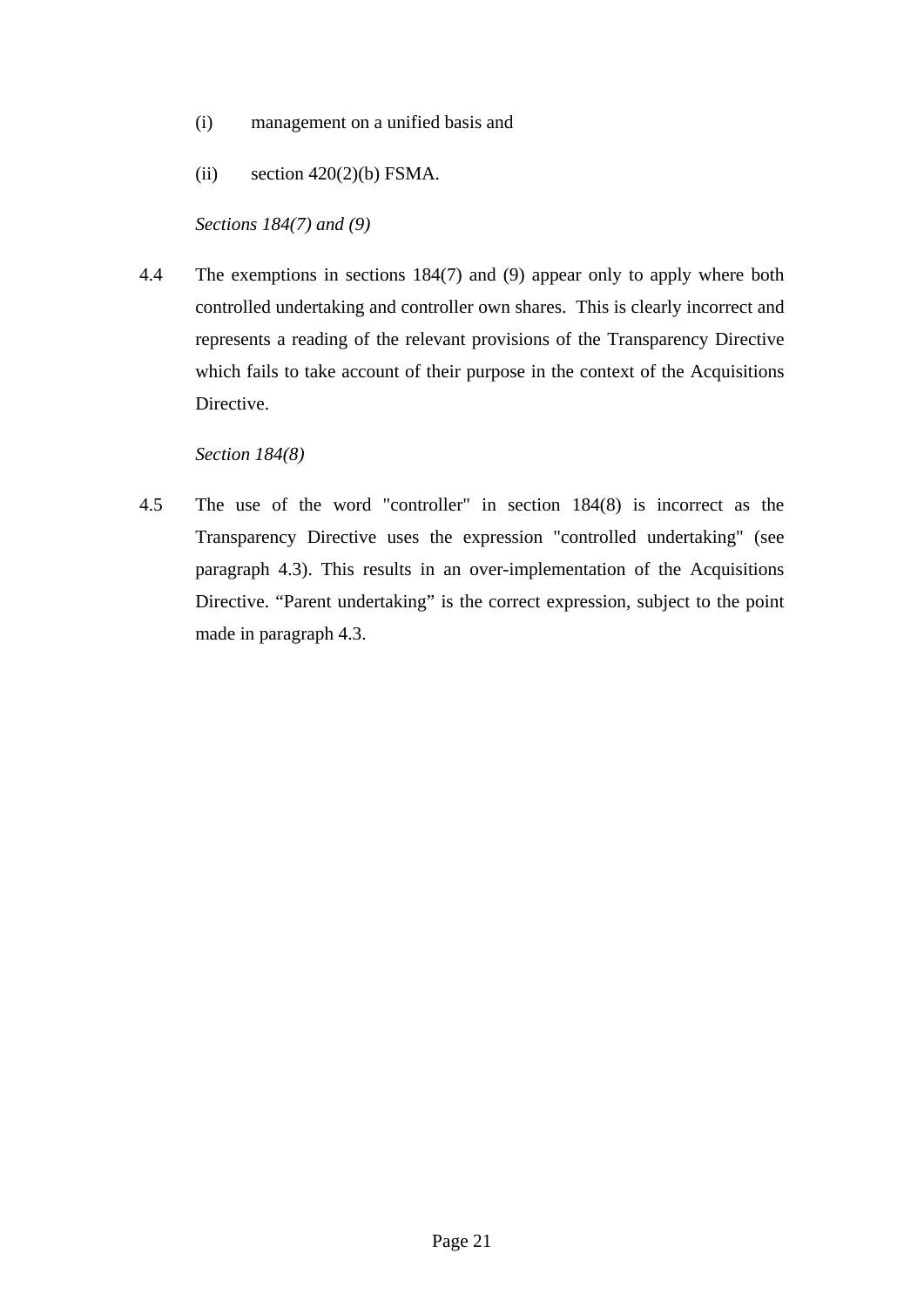(i) management on a unified basis and

(ii) section 420(2)(b) FSMA.

*Sections 184(7) and (9)*

4.4 The exemptions in sections 184(7) and (9) appear only to apply where both controlled undertaking and controller own shares. This is clearly incorrect and represents a reading of the relevant provisions of the Transparency Directive which fails to take account of their purpose in the context of the Acquisitions Directive.

*Section 184(8)*

4.5 The use of the word "controller" in section 184(8) is incorrect as the Transparency Directive uses the expression "controlled undertaking" (see paragraph 4.3). This results in an over-implementation of the Acquisitions Directive. “Parent undertaking” is the correct expression, subject to the point made in paragraph 4.3.